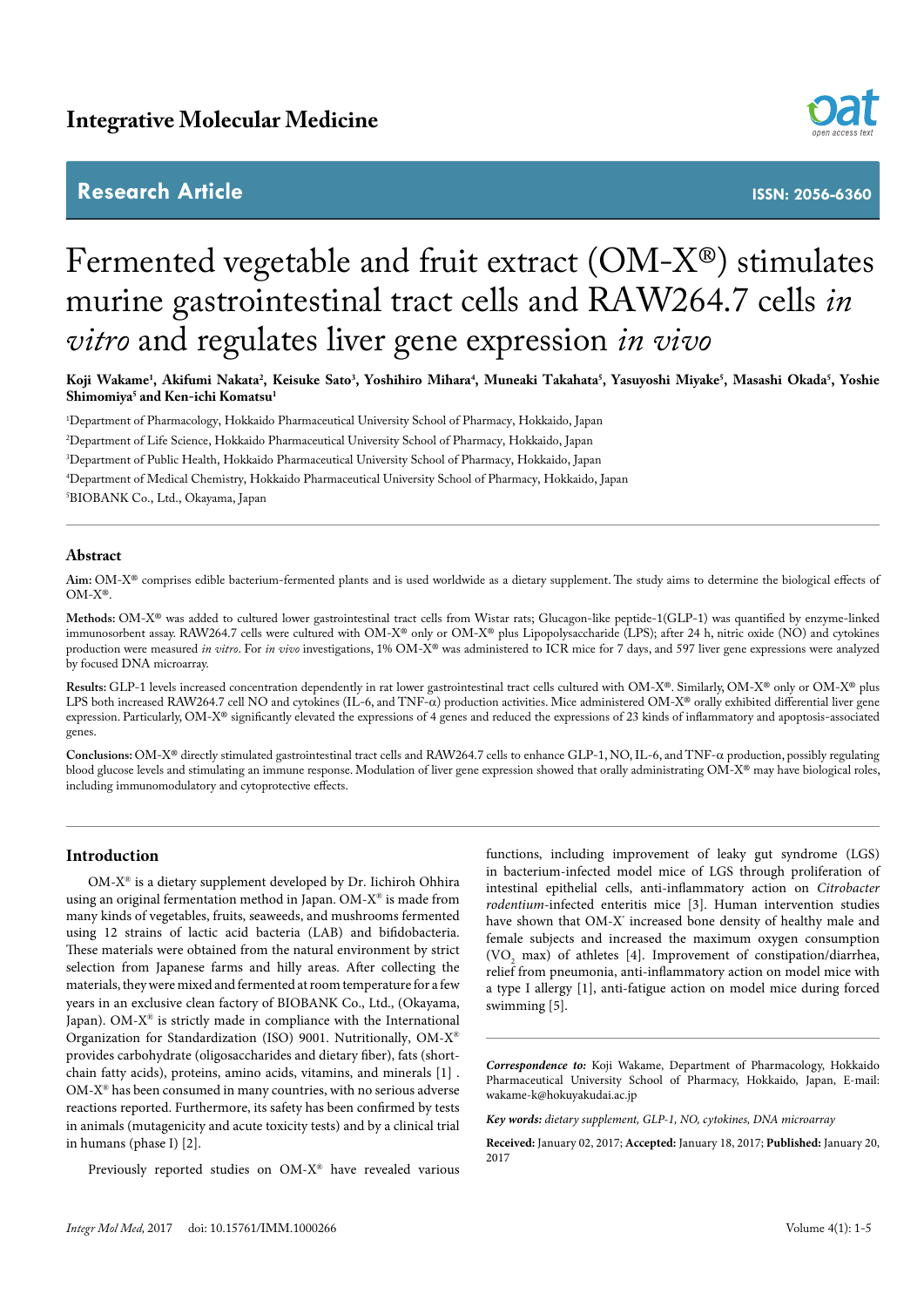# Fermented vegetable and fruit extract (OM-X®) stimulates murine gastrointestinal tract cells and RAW264.7 cells *in vitro* and regulates liver gene expression *in vivo*

**Koji Wakame[1], Akifumi Nakata[2], Keisuke Sato[3], Yoshihiro Mihara[4], Muneaki Takahata[5], Yasuyoshi Miyake[5], Masashi Okada[5], Yoshie Shimomiya[5] and Ken-ichi Komatsu[1]**

[1]Department of Pharmacology, Hokkaido Pharmaceutical University School of Pharmacy, Hokkaido, Japan

[2]Department of Life Science, Hokkaido Pharmaceutical University School of Pharmacy, Hokkaido, Japan

[3]Department of Public Health, Hokkaido Pharmaceutical University School of Pharmacy, Hokkaido, Japan

[4]Department of Medical Chemistry, Hokkaido Pharmaceutical University School of Pharmacy, Hokkaido, Japan

[5]BIOBANK Co., Ltd., Okayama, Japan

## Abstract

**Aim:** OM-X® comprises edible bacterium-fermented plants and is used worldwide as a dietary supplement. The study aims to determine the biological effects of OM-X®.

**Methods:** OM-X® was added to cultured lower gastrointestinal tract cells from Wistar rats; Glucagon-like peptide-1(GLP-1) was quantified by enzyme-linked immunosorbent assay. RAW264.7 cells were cultured with OM-X® only or OM-X® plus Lipopolysaccharide (LPS); after 24 h, nitric oxide (NO) and cytokines production were measured *in vitro*. For *in vivo* investigations, 1% OM-X® was administered to ICR mice for 7 days, and 597 liver gene expressions were analyzed by focused DNA microarray.

**Results:** GLP-1 levels increased concentration dependently in rat lower gastrointestinal tract cells cultured with OM-X®. Similarly, OM-X® only or OM-X® plus LPS both increased RAW264.7 cell NO and cytokines (IL-6, and TNF-α) production activities. Mice administered OM-X® orally exhibited differential liver gene expression. Particularly, OM-X® significantly elevated the expressions of 4 genes and reduced the expressions of 23 kinds of inflammatory and apoptosis-associated genes.

**Conclusions:** OM-X® directly stimulated gastrointestinal tract cells and RAW264.7 cells to enhance GLP-1, NO, IL-6, and TNF-α production, possibly regulating blood glucose levels and stimulating an immune response. Modulation of liver gene expression showed that orally administrating OM-X® may have biological roles, including immunomodulatory and cytoprotective effects.

## Introduction

OM-X® is a dietary supplement developed by Dr. Iichiroh Ohhira using an original fermentation method in Japan. OM-X® is made from many kinds of vegetables, fruits, seaweeds, and mushrooms fermented using 12 strains of lactic acid bacteria (LAB) and bifidobacteria. These materials were obtained from the natural environment by strict selection from Japanese farms and hilly areas. After collecting the materials, they were mixed and fermented at room temperature for a few years in an exclusive clean factory of BIOBANK Co., Ltd., (Okayama, Japan). OM-X® is strictly made in compliance with the International Organization for Standardization (ISO) 9001. Nutritionally, OM-X® provides carbohydrate (oligosaccharides and dietary fiber), fats (short-chain fatty acids), proteins, amino acids, vitamins, and minerals [1] . OM-X® has been consumed in many countries, with no serious adverse reactions reported. Furthermore, its safety has been confirmed by tests in animals (mutagenicity and acute toxicity tests) and by a clinical trial in humans (phase I) [2].

Previously reported studies on OM-X® have revealed various functions, including improvement of leaky gut syndrome (LGS) in bacterium-infected model mice of LGS through proliferation of intestinal epithelial cells, anti-inflammatory action on *Citrobacter rodentium*-infected enteritis mice [3]. Human intervention studies have shown that OM-X® increased bone density of healthy male and female subjects and increased the maximum oxygen consumption ($VO_2$ max) of athletes [4]. Improvement of constipation/diarrhea, relief from pneumonia, anti-inflammatory action on model mice with a type I allergy [1], anti-fatigue action on model mice during forced swimming [5].

***Correspondence to:*** Koji Wakame, Department of Pharmacology, Hokkaido Pharmaceutical University School of Pharmacy, Hokkaido, Japan, E-mail: wakame-k@hokuyakudai.ac.jp

***Key words:*** *dietary supplement, GLP-1, NO, cytokines, DNA microarray*

**Received:** January 02, 2017; **Accepted:** January 18, 2017; **Published:** January 20, 2017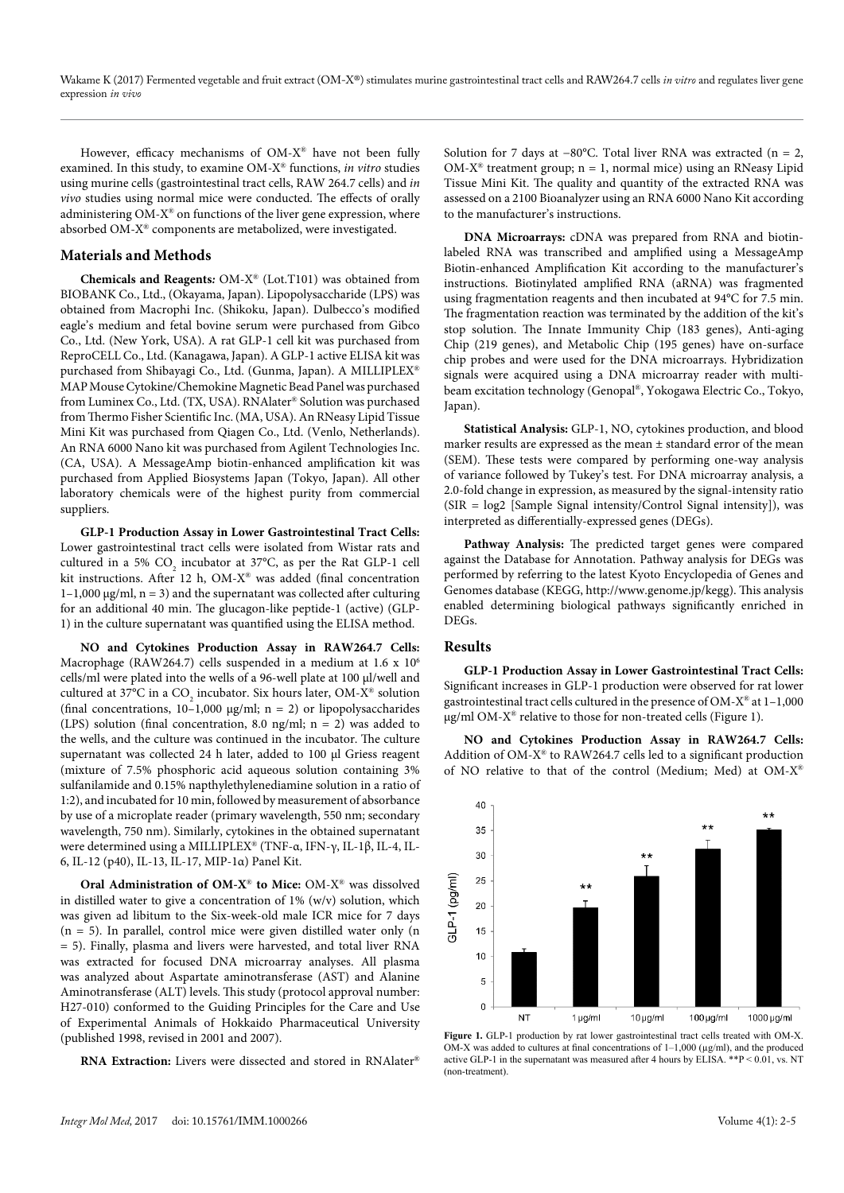However, efficacy mechanisms of OM-X® have not been fully examined. In this study, to examine OM-X® functions, *in vitro* studies using murine cells (gastrointestinal tract cells, RAW 264.7 cells) and *in vivo* studies using normal mice were conducted. The effects of orally administering OM-X® on functions of the liver gene expression, where absorbed OM-X® components are metabolized, were investigated.

## Materials and Methods

**Chemicals and Reagents:** OM-X® (Lot.T101) was obtained from BIOBANK Co., Ltd., (Okayama, Japan). Lipopolysaccharide (LPS) was obtained from Macrophi Inc. (Shikoku, Japan). Dulbecco's modified eagle's medium and fetal bovine serum were purchased from Gibco Co., Ltd. (New York, USA). A rat GLP-1 cell kit was purchased from ReproCELL Co., Ltd. (Kanagawa, Japan). A GLP-1 active ELISA kit was purchased from Shibayagi Co., Ltd. (Gunma, Japan). A MILLIPLEX® MAP Mouse Cytokine/Chemokine Magnetic Bead Panel was purchased from Luminex Co., Ltd. (TX, USA). RNAlater® Solution was purchased from Thermo Fisher Scientific Inc. (MA, USA). An RNeasy Lipid Tissue Mini Kit was purchased from Qiagen Co., Ltd. (Venlo, Netherlands). An RNA 6000 Nano kit was purchased from Agilent Technologies Inc. (CA, USA). A MessageAmp biotin-enhanced amplification kit was purchased from Applied Biosystems Japan (Tokyo, Japan). All other laboratory chemicals were of the highest purity from commercial suppliers.

**GLP-1 Production Assay in Lower Gastrointestinal Tract Cells:** Lower gastrointestinal tract cells were isolated from Wistar rats and cultured in a 5% $CO_2$ incubator at 37°C, as per the Rat GLP-1 cell kit instructions. After 12 h, OM-X® was added (final concentration 1–1,000 μg/ml, n = 3) and the supernatant was collected after culturing for an additional 40 min. The glucagon-like peptide-1 (active) (GLP-1) in the culture supernatant was quantified using the ELISA method.

**NO and Cytokines Production Assay in RAW264.7 Cells:** Macrophage (RAW264.7) cells suspended in a medium at 1.6 x $10^6$ cells/ml were plated into the wells of a 96-well plate at 100 μl/well and cultured at 37°C in a $CO_2$ incubator. Six hours later, OM-X® solution (final concentrations, 10–1,000 μg/ml; n = 2) or lipopolysaccharides (LPS) solution (final concentration, 8.0 ng/ml; n = 2) was added to the wells, and the culture was continued in the incubator. The culture supernatant was collected 24 h later, added to 100 μl Griess reagent (mixture of 7.5% phosphoric acid aqueous solution containing 3% sulfanilamide and 0.15% napthylethylenediamine solution in a ratio of 1:2), and incubated for 10 min, followed by measurement of absorbance by use of a microplate reader (primary wavelength, 550 nm; secondary wavelength, 750 nm). Similarly, cytokines in the obtained supernatant were determined using a MILLIPLEX® (TNF-α, IFN-γ, IL-1β, IL-4, IL-6, IL-12 (p40), IL-13, IL-17, MIP-1α) Panel Kit.

**Oral Administration of OM-X® to Mice:** OM-X® was dissolved in distilled water to give a concentration of 1% (w/v) solution, which was given ad libitum to the Six-week-old male ICR mice for 7 days (n = 5). In parallel, control mice were given distilled water only (n = 5). Finally, plasma and livers were harvested, and total liver RNA was extracted for focused DNA microarray analyses. All plasma was analyzed about Aspartate aminotransferase (AST) and Alanine Aminotransferase (ALT) levels. This study (protocol approval number: H27-010) conformed to the Guiding Principles for the Care and Use of Experimental Animals of Hokkaido Pharmaceutical University (published 1998, revised in 2001 and 2007).

**RNA Extraction:** Livers were dissected and stored in RNAlater® Solution for 7 days at −80°C. Total liver RNA was extracted (n = 2, OM-X® treatment group; n = 1, normal mice) using an RNeasy Lipid Tissue Mini Kit. The quality and quantity of the extracted RNA was assessed on a 2100 Bioanalyzer using an RNA 6000 Nano Kit according to the manufacturer's instructions.

**DNA Microarrays:** cDNA was prepared from RNA and biotin-labeled RNA was transcribed and amplified using a MessageAmp Biotin-enhanced Amplification Kit according to the manufacturer's instructions. Biotinylated amplified RNA (aRNA) was fragmented using fragmentation reagents and then incubated at 94°C for 7.5 min. The fragmentation reaction was terminated by the addition of the kit's stop solution. The Innate Immunity Chip (183 genes), Anti-aging Chip (219 genes), and Metabolic Chip (195 genes) have on-surface chip probes and were used for the DNA microarrays. Hybridization signals were acquired using a DNA microarray reader with multi-beam excitation technology (Genopal®, Yokogawa Electric Co., Tokyo, Japan).

**Statistical Analysis:** GLP-1, NO, cytokines production, and blood marker results are expressed as the mean ± standard error of the mean (SEM). These tests were compared by performing one-way analysis of variance followed by Tukey's test. For DNA microarray analysis, a 2.0-fold change in expression, as measured by the signal-intensity ratio (SIR = log2 [Sample Signal intensity/Control Signal intensity]), was interpreted as differentially-expressed genes (DEGs).

**Pathway Analysis:** The predicted target genes were compared against the Database for Annotation. Pathway analysis for DEGs was performed by referring to the latest Kyoto Encyclopedia of Genes and Genomes database (KEGG, http://www.genome.jp/kegg). This analysis enabled determining biological pathways significantly enriched in DEGs.

## Results

**GLP-1 Production Assay in Lower Gastrointestinal Tract Cells:** Significant increases in GLP-1 production were observed for rat lower gastrointestinal tract cells cultured in the presence of OM-X® at 1–1,000 μg/ml OM-X® relative to those for non-treated cells (Figure 1).

**NO and Cytokines Production Assay in RAW264.7 Cells:** Addition of OM-X® to RAW264.7 cells led to a significant production of NO relative to that of the control (Medium; Med) at OM-X®

**Figure 1.** GLP-1 production by rat lower gastrointestinal tract cells treated with OM-X. OM-X was added to cultures at final concentrations of 1–1,000 (μg/ml), and the produced active GLP-1 in the supernatant was measured after 4 hours by ELISA. **P < 0.01, vs. NT (non-treatment).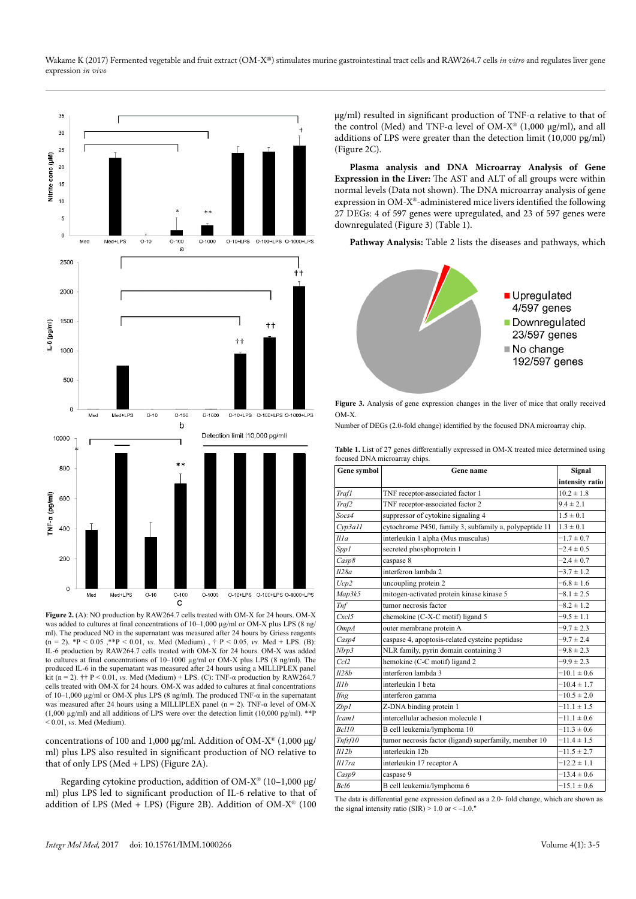**Figure 2.** (A): NO production by RAW264.7 cells treated with OM-X for 24 hours. OM-X was added to cultures at final concentrations of 10–1,000 μg/ml or OM-X plus LPS (8 ng/ml). The produced NO in the supernatant was measured after 24 hours by Griess reagents (n = 2). *P < 0.05 ,**P < 0.01, *vs.* Med (Medium) , † P < 0.05, *vs.* Med + LPS. (B): IL-6 production by RAW264.7 cells treated with OM-X for 24 hours. OM-X was added to cultures at final concentrations of 10–1000 μg/ml or OM-X plus LPS (8 ng/ml). The produced IL-6 in the supernatant was measured after 24 hours using a MILLIPLEX panel kit (n = 2). †† P < 0.01, *vs.* Med (Medium) + LPS. (C): TNF-α production by RAW264.7 cells treated with OM-X for 24 hours. OM-X was added to cultures at final concentrations of 10–1,000 μg/ml or OM-X plus LPS (8 ng/ml). The produced TNF-α in the supernatant was measured after 24 hours using a MILLIPLEX panel (n = 2). TNF-α level of OM-X (1,000 μg/ml) and all additions of LPS were over the detection limit (10,000 pg/ml). **P < 0.01, *vs.* Med (Medium).

concentrations of 100 and 1,000 μg/ml. Addition of OM-X® (1,000 μg/ml) plus LPS also resulted in significant production of NO relative to that of only LPS (Med + LPS) (Figure 2A).

Regarding cytokine production, addition of OM-X® (10–1,000 μg/ml) plus LPS led to significant production of IL-6 relative to that of addition of LPS (Med + LPS) (Figure 2B). Addition of OM-X® (100 μg/ml) resulted in significant production of TNF-α relative to that of the control (Med) and TNF-α level of OM-X® (1,000 μg/ml), and all additions of LPS were greater than the detection limit (10,000 pg/ml) (Figure 2C).

**Plasma analysis and DNA Microarray Analysis of Gene Expression in the Liver:** The AST and ALT of all groups were within normal levels (Data not shown). The DNA microarray analysis of gene expression in OM-X®-administered mice livers identified the following 27 DEGs: 4 of 597 genes were upregulated, and 23 of 597 genes were downregulated (Figure 3) (Table 1).

**Pathway Analysis:** Table 2 lists the diseases and pathways, which

**Figure 3.** Analysis of gene expression changes in the liver of mice that orally received OM-X.

Number of DEGs (2.0-fold change) identified by the focused DNA microarray chip.

**Table 1.** List of 27 genes differentially expressed in OM-X treated mice determined using focused DNA microarray chips.

| Gene symbol | Gene name | Signal intensity ratio |
|---|---|---|
| *Traf1* | TNF receptor-associated factor 1 | 10.2 ± 1.8 |
| *Traf2* | TNF receptor-associated factor 2 | 9.4 ± 2.1 |
| *Socs4* | suppressor of cytokine signaling 4 | 1.5 ± 0.1 |
| *Cyp3a11* | cytochrome P450, family 3, subfamily a, polypeptide 11 | 1.3 ± 0.1 |
| *Il1a* | interleukin 1 alpha (Mus musculus) | −1.7 ± 0.7 |
| *Spp1* | secreted phosphoprotein 1 | −2.4 ± 0.5 |
| *Casp8* | caspase 8 | −2.4 ± 0.7 |
| *Il28a* | interferon lambda 2 | −3.7 ± 1.2 |
| *Ucp2* | uncoupling protein 2 | −6.8 ± 1.6 |
| *Map3k5* | mitogen-activated protein kinase kinase 5 | −8.1 ± 2.5 |
| *Tnf* | tumor necrosis factor | −8.2 ± 1.2 |
| *Cxcl5* | chemokine (C-X-C motif) ligand 5 | −9.5 ± 1.1 |
| *OmpA* | outer membrane protein A | −9.7 ± 2.3 |
| *Casp4* | caspase 4, apoptosis-related cysteine peptidase | −9.7 ± 2.4 |
| *Nlrp3* | NLR family, pyrin domain containing 3 | −9.8 ± 2.3 |
| *Ccl2* | hemokine (C-C motif) ligand 2 | −9.9 ± 2.3 |
| *Il28b* | interferon lambda 3 | −10.1 ± 0.6 |
| *Il1b* | interleukin 1 beta | −10.4 ± 1.7 |
| *Ifng* | interferon gamma | −10.5 ± 2.0 |
| *Zbp1* | Z-DNA binding protein 1 | −11.1 ± 1.5 |
| *Icam1* | intercellular adhesion molecule 1 | −11.1 ± 0.6 |
| *Bcl10* | B cell leukemia/lymphoma 10 | −11.3 ± 0.6 |
| *Tnfsf10* | tumor necrosis factor (ligand) superfamily, member 10 | −11.4 ± 1.5 |
| *Il12b* | interleukin 12b | −11.5 ± 2.7 |
| *Il17ra* | interleukin 17 receptor A | −12.2 ± 1.1 |
| *Casp9* | caspase 9 | −13.4 ± 0.6 |
| *Bcl6* | B cell leukemia/lymphoma 6 | −15.1 ± 0.6 |

The data is differential gene expression defined as a 2.0- fold change, which are shown as the signal intensity ratio (SIR) > 1.0 or < −1.0."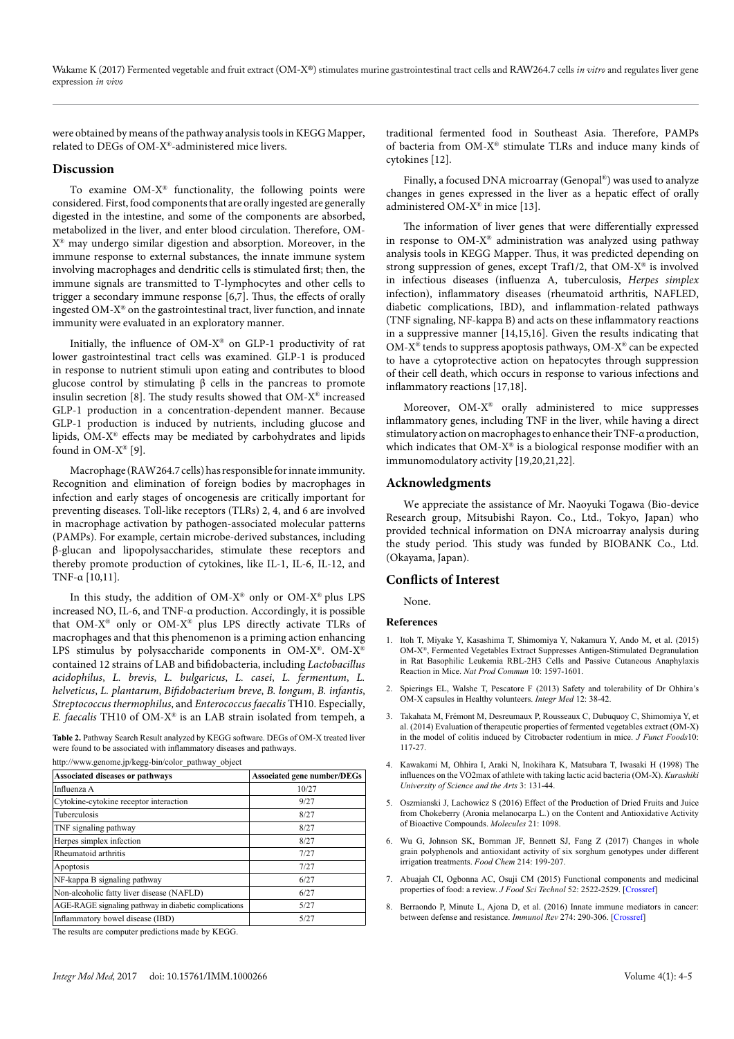were obtained by means of the pathway analysis tools in KEGG Mapper, related to DEGs of OM-X®-administered mice livers.

## Discussion

To examine OM-X® functionality, the following points were considered. First, food components that are orally ingested are generally digested in the intestine, and some of the components are absorbed, metabolized in the liver, and enter blood circulation. Therefore, OM-X® may undergo similar digestion and absorption. Moreover, in the immune response to external substances, the innate immune system involving macrophages and dendritic cells is stimulated first; then, the immune signals are transmitted to T-lymphocytes and other cells to trigger a secondary immune response [6,7]. Thus, the effects of orally ingested OM-X® on the gastrointestinal tract, liver function, and innate immunity were evaluated in an exploratory manner.

Initially, the influence of OM-X® on GLP-1 productivity of rat lower gastrointestinal tract cells was examined. GLP-1 is produced in response to nutrient stimuli upon eating and contributes to blood glucose control by stimulating β cells in the pancreas to promote insulin secretion [8]. The study results showed that OM-X® increased GLP-1 production in a concentration-dependent manner. Because GLP-1 production is induced by nutrients, including glucose and lipids, OM-X® effects may be mediated by carbohydrates and lipids found in OM-X® [9].

Macrophage (RAW264.7 cells) has responsible for innate immunity. Recognition and elimination of foreign bodies by macrophages in infection and early stages of oncogenesis are critically important for preventing diseases. Toll-like receptors (TLRs) 2, 4, and 6 are involved in macrophage activation by pathogen-associated molecular patterns (PAMPs). For example, certain microbe-derived substances, including β-glucan and lipopolysaccharides, stimulate these receptors and thereby promote production of cytokines, like IL-1, IL-6, IL-12, and TNF-α [10,11].

In this study, the addition of OM-X® only or OM-X® plus LPS increased NO, IL-6, and TNF-α production. Accordingly, it is possible that OM-X® only or OM-X® plus LPS directly activate TLRs of macrophages and that this phenomenon is a priming action enhancing LPS stimulus by polysaccharide components in OM-X®. OM-X® contained 12 strains of LAB and bifidobacteria, including *Lactobacillus acidophilus*, *L. brevis*, *L. bulgaricus*, *L. casei*, *L. fermentum*, *L. helveticus*, *L. plantarum*, *Bifidobacterium breve*, *B. longum*, *B. infantis*, *Streptococcus thermophilus*, and *Enterococcus faecalis* TH10. Especially, *E. faecalis* TH10 of OM-X® is an LAB strain isolated from tempeh, a traditional fermented food in Southeast Asia. Therefore, PAMPs of bacteria from OM-X® stimulate TLRs and induce many kinds of cytokines [12].

Finally, a focused DNA microarray (Genopal®) was used to analyze changes in genes expressed in the liver as a hepatic effect of orally administered OM-X® in mice [13].

The information of liver genes that were differentially expressed in response to OM-X® administration was analyzed using pathway analysis tools in KEGG Mapper. Thus, it was predicted depending on strong suppression of genes, except Traf1/2, that OM-X® is involved in infectious diseases (influenza A, tuberculosis, *Herpes simplex* infection), inflammatory diseases (rheumatoid arthritis, NAFLED, diabetic complications, IBD), and inflammation-related pathways (TNF signaling, NF-kappa B) and acts on these inflammatory reactions in a suppressive manner [14,15,16]. Given the results indicating that OM-X® tends to suppress apoptosis pathways, OM-X® can be expected to have a cytoprotective action on hepatocytes through suppression of their cell death, which occurs in response to various infections and inflammatory reactions [17,18].

Moreover, OM-X® orally administered to mice suppresses inflammatory genes, including TNF in the liver, while having a direct stimulatory action on macrophages to enhance their TNF-α production, which indicates that OM-X® is a biological response modifier with an immunomodulatory activity [19,20,21,22].

**Table 2.** Pathway Search Result analyzed by KEGG software. DEGs of OM-X treated liver were found to be associated with inflammatory diseases and pathways.

http://www.genome.jp/kegg-bin/color_pathway_object

| Associated diseases or pathways | Associated gene number/DEGs |
|---|---|
| Influenza A | 10/27 |
| Cytokine-cytokine receptor interaction | 9/27 |
| Tuberculosis | 8/27 |
| TNF signaling pathway | 8/27 |
| Herpes simplex infection | 8/27 |
| Rheumatoid arthritis | 7/27 |
| Apoptosis | 7/27 |
| NF-kappa B signaling pathway | 6/27 |
| Non-alcoholic fatty liver disease (NAFLD) | 6/27 |
| AGE-RAGE signaling pathway in diabetic complications | 5/27 |
| Inflammatory bowel disease (IBD) | 5/27 |

The results are computer predictions made by KEGG.

## Acknowledgments

We appreciate the assistance of Mr. Naoyuki Togawa (Bio-device Research group, Mitsubishi Rayon. Co., Ltd., Tokyo, Japan) who provided technical information on DNA microarray analysis during the study period. This study was funded by BIOBANK Co., Ltd. (Okayama, Japan).

## Conflicts of Interest

None.

### References

1. Itoh T, Miyake Y, Kasashima T, Shimomiya Y, Nakamura Y, Ando M, et al. (2015) OM-X®, Fermented Vegetables Extract Suppresses Antigen-Stimulated Degranulation in Rat Basophilic Leukemia RBL-2H3 Cells and Passive Cutaneous Anaphylaxis Reaction in Mice. *Nat Prod Commun* 10: 1597-1601.
2. Spierings EL, Walshe T, Pescatore F (2013) Safety and tolerability of Dr Ohhira's OM-X capsules in Healthy volunteers. *Integr Med* 12: 38-42.
3. Takahata M, Frémont M, Desreumaux P, Rousseaux C, Dubuquoy C, Shimomiya Y, et al. (2014) Evaluation of therapeutic properties of fermented vegetables extract (OM-X) in the model of colitis induced by Citrobacter rodentium in mice. *J Funct Foods*10: 117-27.
4. Kawakami M, Ohhira I, Araki N, Inokihara K, Matsubara T, Iwasaki H (1998) The influences on the VO2max of athlete with taking lactic acid bacteria (OM-X). *Kurashiki University of Science and the Arts* 3: 131-44.
5. Oszmianski J, Lachowicz S (2016) Effect of the Production of Dried Fruits and Juice from Chokeberry (Aronia melanocarpa L.) on the Content and Antioxidative Activity of Bioactive Compounds. *Molecules* 21: 1098.
6. Wu G, Johnson SK, Bornman JF, Bennett SJ, Fang Z (2017) Changes in whole grain polyphenols and antioxidant activity of six sorghum genotypes under different irrigation treatments. *Food Chem* 214: 199-207.
7. Abuajah CI, Ogbonna AC, Osuji CM (2015) Functional components and medicinal properties of food: a review. *J Food Sci Technol* 52: 2522-2529. [Crossref]
8. Berraondo P, Minute L, Ajona D, et al. (2016) Innate immune mediators in cancer: between defense and resistance. *Immunol Rev* 274: 290-306. [Crossref]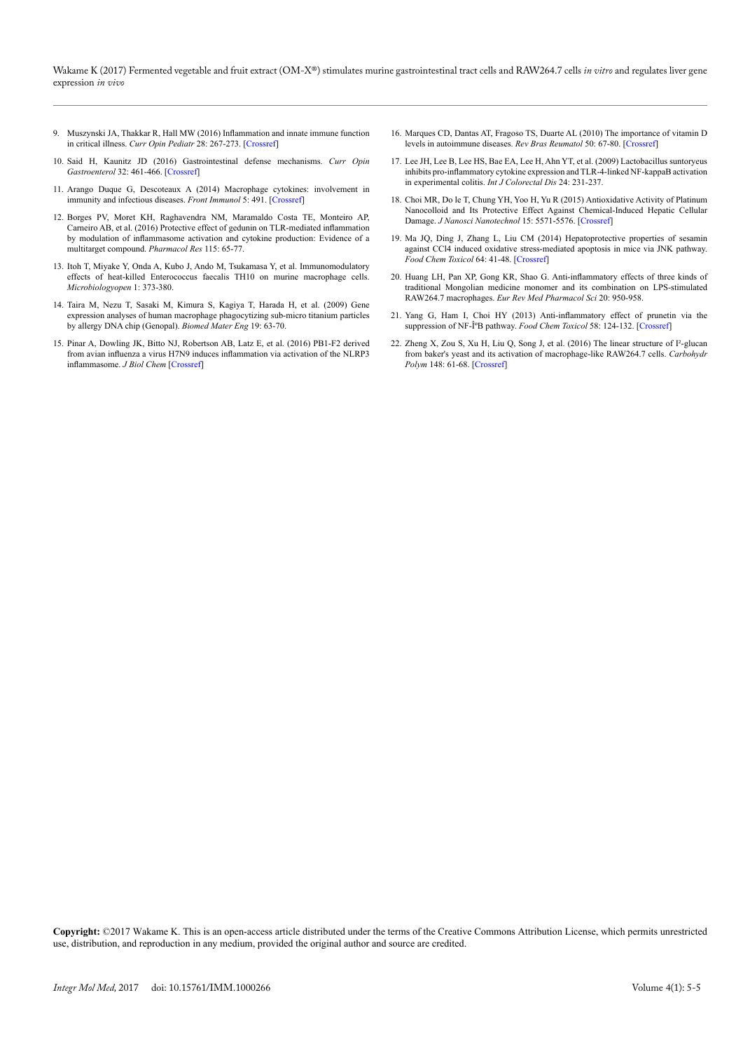9. Muszynski JA, Thakkar R, Hall MW (2016) Inflammation and innate immune function in critical illness. *Curr Opin Pediatr* 28: 267-273. [Crossref]

10. Said H, Kaunitz JD (2016) Gastrointestinal defense mechanisms. *Curr Opin Gastroenterol* 32: 461-466. [Crossref]

11. Arango Duque G, Descoteaux A (2014) Macrophage cytokines: involvement in immunity and infectious diseases. *Front Immunol* 5: 491. [Crossref]

12. Borges PV, Moret KH, Raghavendra NM, Maramaldo Costa TE, Monteiro AP, Carneiro AB, et al. (2016) Protective effect of gedunin on TLR-mediated inflammation by modulation of inflammasome activation and cytokine production: Evidence of a multitarget compound. *Pharmacol Res* 115: 65-77.

13. Itoh T, Miyake Y, Onda A, Kubo J, Ando M, Tsukamasa Y, et al. Immunomodulatory effects of heat-killed Enterococcus faecalis TH10 on murine macrophage cells. *Microbiologyopen* 1: 373-380.

14. Taira M, Nezu T, Sasaki M, Kimura S, Kagiya T, Harada H, et al. (2009) Gene expression analyses of human macrophage phagocytizing sub-micro titanium particles by allergy DNA chip (Genopal). *Biomed Mater Eng* 19: 63-70.

15. Pinar A, Dowling JK, Bitto NJ, Robertson AB, Latz E, et al. (2016) PB1-F2 derived from avian influenza a virus H7N9 induces inflammation via activation of the NLRP3 inflammasome. *J Biol Chem* [Crossref]

16. Marques CD, Dantas AT, Fragoso TS, Duarte AL (2010) The importance of vitamin D levels in autoimmune diseases. *Rev Bras Reumatol* 50: 67-80. [Crossref]

17. Lee JH, Lee B, Lee HS, Bae EA, Lee H, Ahn YT, et al. (2009) Lactobacillus suntoryeus inhibits pro-inflammatory cytokine expression and TLR-4-linked NF-kappaB activation in experimental colitis. *Int J Colorectal Dis* 24: 231-237.

18. Choi MR, Do le T, Chung YH, Yoo H, Yu R (2015) Antioxidative Activity of Platinum Nanocolloid and Its Protective Effect Against Chemical-Induced Hepatic Cellular Damage. *J Nanosci Nanotechnol* 15: 5571-5576. [Crossref]

19. Ma JQ, Ding J, Zhang L, Liu CM (2014) Hepatoprotective properties of sesamin against CCl4 induced oxidative stress-mediated apoptosis in mice via JNK pathway. *Food Chem Toxicol* 64: 41-48. [Crossref]

20. Huang LH, Pan XP, Gong KR, Shao G. Anti-inflammatory effects of three kinds of traditional Mongolian medicine monomer and its combination on LPS-stimulated RAW264.7 macrophages. *Eur Rev Med Pharmacol Sci* 20: 950-958.

21. Yang G, Ham I, Choi HY (2013) Anti-inflammatory effect of prunetin via the suppression of NF-Î°B pathway. *Food Chem Toxicol* 58: 124-132. [Crossref]

22. Zheng X, Zou S, Xu H, Liu Q, Song J, et al. (2016) The linear structure of Î²-glucan from baker's yeast and its activation of macrophage-like RAW264.7 cells. *Carbohydr Polym* 148: 61-68. [Crossref]

**Copyright:** ©2017 Wakame K. This is an open-access article distributed under the terms of the Creative Commons Attribution License, which permits unrestricted use, distribution, and reproduction in any medium, provided the original author and source are credited.